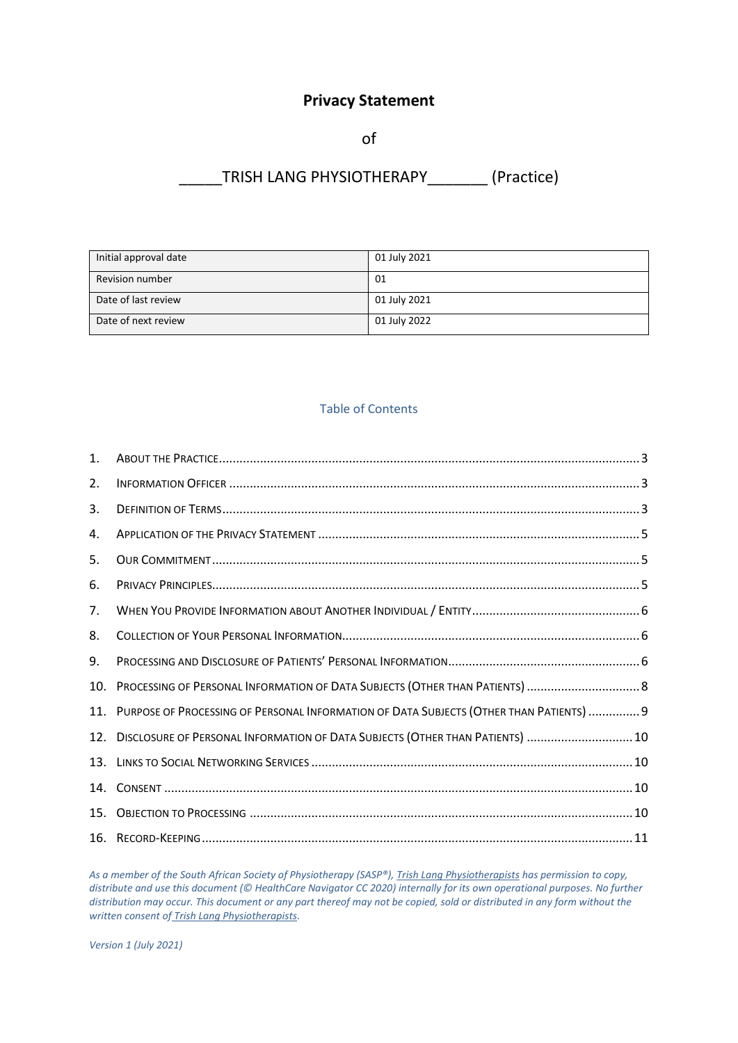# Privacy Statement

of

_____TRISH LANG PHYSIOTHERAPY_______ (Practice)

| Initial approval date | 01 July 2021 |
|---|---|
| Revision number | 01 |
| Date of last review | 01 July 2021 |
| Date of next review | 01 July 2022 |

## Table of Contents

1. About the Practice .......... 3
2. Information Officer .......... 3
3. Definition of Terms .......... 3
4. Application of the Privacy Statement .......... 5
5. Our Commitment .......... 5
6. Privacy Principles .......... 5
7. When You Provide Information about Another Individual / Entity .......... 6
8. Collection of Your Personal Information .......... 6
9. Processing and Disclosure of Patients' Personal Information .......... 6
10. Processing of Personal Information of Data Subjects (Other than Patients) .......... 8
11. Purpose of Processing of Personal Information of Data Subjects (Other than Patients) .......... 9
12. Disclosure of Personal Information of Data Subjects (Other than Patients) .......... 10
13. Links to Social Networking Services .......... 10
14. Consent .......... 10
15. Objection to Processing .......... 10
16. Record-Keeping .......... 11

*As a member of the South African Society of Physiotherapy (SASP®), Trish Lang Physiotherapists has permission to copy, distribute and use this document (© HealthCare Navigator CC 2020) internally for its own operational purposes. No further distribution may occur. This document or any part thereof may not be copied, sold or distributed in any form without the written consent of Trish Lang Physiotherapists.*

*Version 1 (July 2021)*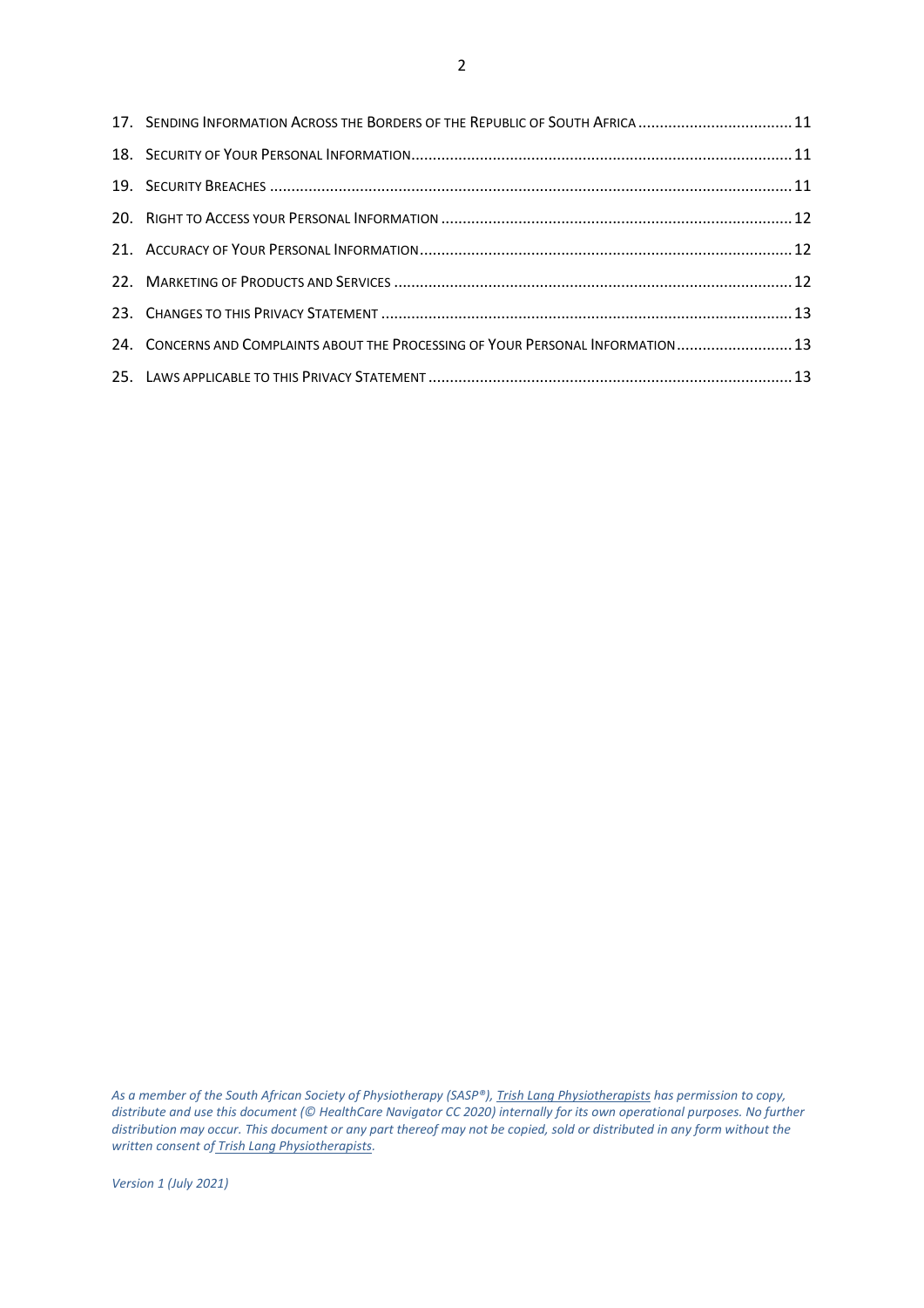17. Sending Information Across the Borders of the Republic of South Africa .................................... 11
18. Security of Your Personal Information........................................................................................ 11
19. Security Breaches ......................................................................................................................... 11
20. Right to Access your Personal Information ................................................................................. 12
21. Accuracy of Your Personal Information...................................................................................... 12
22. Marketing of Products and Services ........................................................................................... 12
23. Changes to this Privacy Statement ............................................................................................... 13
24. Concerns and Complaints about the Processing of Your Personal Information........................... 13
25. Laws applicable to this Privacy Statement .................................................................................... 13

*As a member of the South African Society of Physiotherapy (SASP®), Trish Lang Physiotherapists has permission to copy, distribute and use this document (© HealthCare Navigator CC 2020) internally for its own operational purposes. No further distribution may occur. This document or any part thereof may not be copied, sold or distributed in any form without the written consent of Trish Lang Physiotherapists.*

*Version 1 (July 2021)*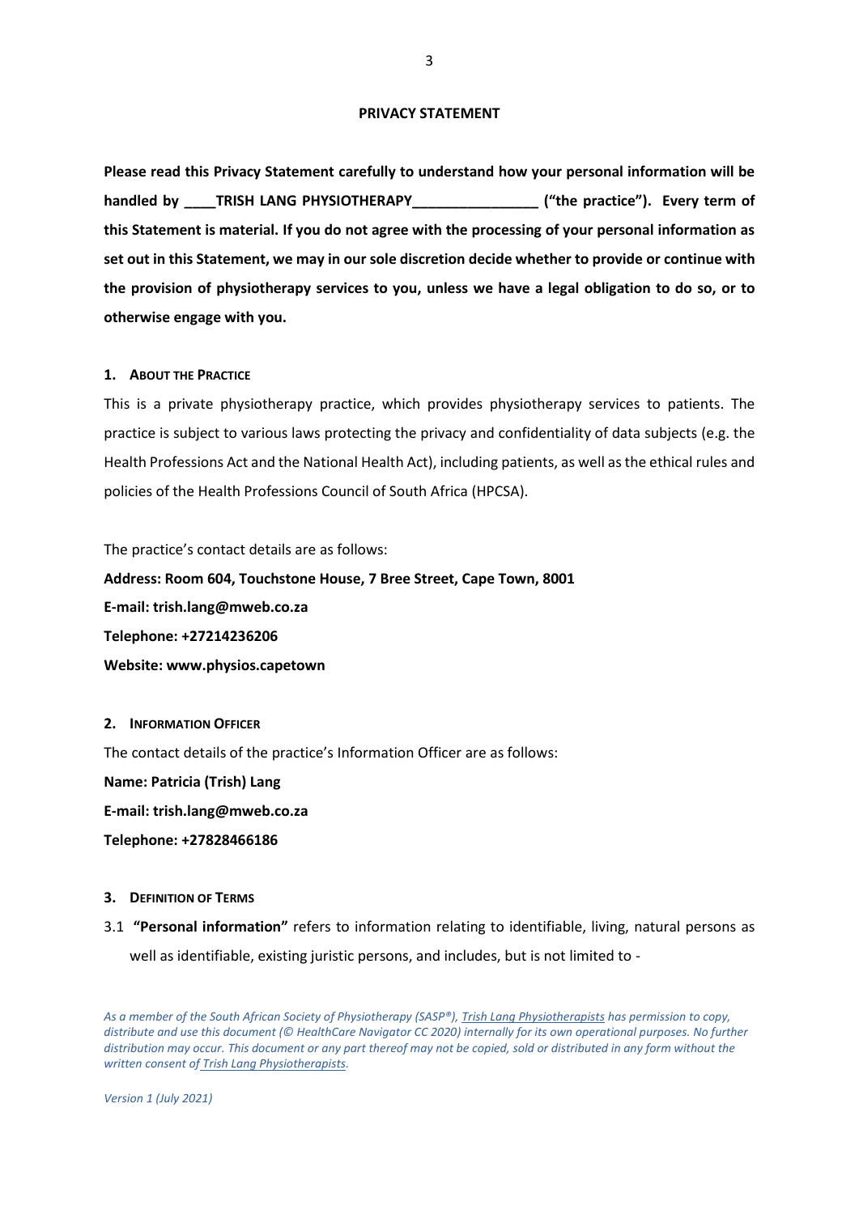## PRIVACY STATEMENT

**Please read this Privacy Statement carefully to understand how your personal information will be handled by ____TRISH LANG PHYSIOTHERAPY________________ ("the practice"). Every term of this Statement is material. If you do not agree with the processing of your personal information as set out in this Statement, we may in our sole discretion decide whether to provide or continue with the provision of physiotherapy services to you, unless we have a legal obligation to do so, or to otherwise engage with you.**

### 1. About the Practice

This is a private physiotherapy practice, which provides physiotherapy services to patients. The practice is subject to various laws protecting the privacy and confidentiality of data subjects (e.g. the Health Professions Act and the National Health Act), including patients, as well as the ethical rules and policies of the Health Professions Council of South Africa (HPCSA).

The practice's contact details are as follows:

**Address: Room 604, Touchstone House, 7 Bree Street, Cape Town, 8001**
**E-mail: trish.lang@mweb.co.za**
**Telephone: +27214236206**
**Website: www.physios.capetown**

### 2. Information Officer

The contact details of the practice's Information Officer are as follows:

**Name: Patricia (Trish) Lang**
**E-mail: trish.lang@mweb.co.za**
**Telephone: +27828466186**

### 3. Definition of Terms

3.1 **"Personal information"** refers to information relating to identifiable, living, natural persons as well as identifiable, existing juristic persons, and includes, but is not limited to -

*As a member of the South African Society of Physiotherapy (SASP®), Trish Lang Physiotherapists has permission to copy, distribute and use this document (© HealthCare Navigator CC 2020) internally for its own operational purposes. No further distribution may occur. This document or any part thereof may not be copied, sold or distributed in any form without the written consent of Trish Lang Physiotherapists.*

*Version 1 (July 2021)*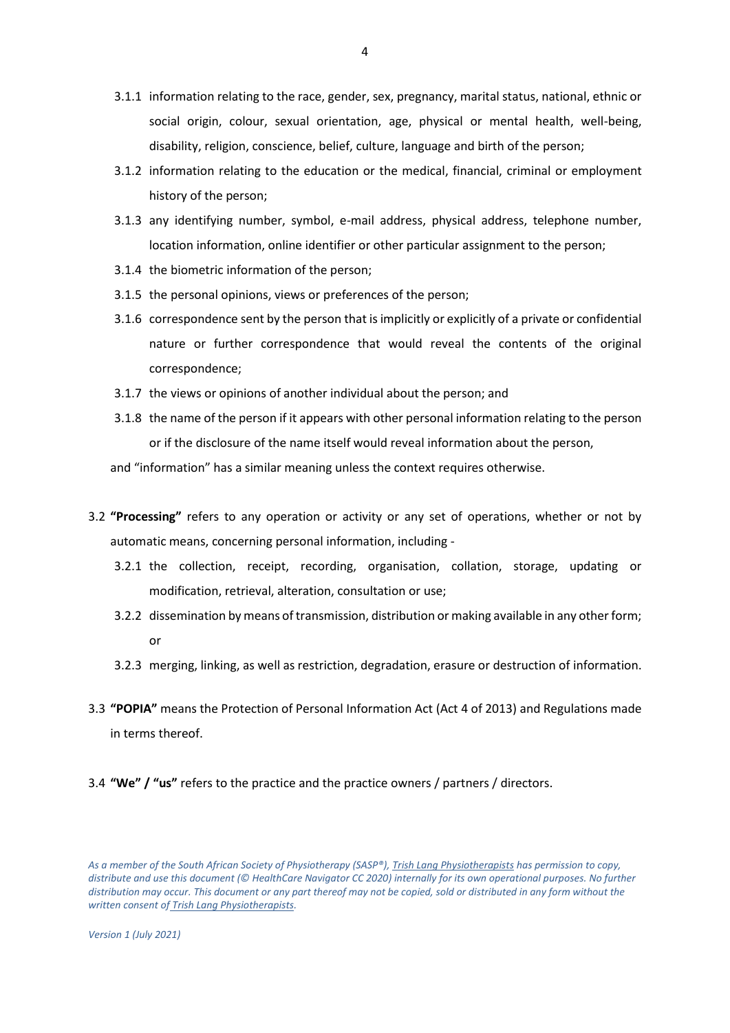3.1.1 information relating to the race, gender, sex, pregnancy, marital status, national, ethnic or social origin, colour, sexual orientation, age, physical or mental health, well-being, disability, religion, conscience, belief, culture, language and birth of the person;

3.1.2 information relating to the education or the medical, financial, criminal or employment history of the person;

3.1.3 any identifying number, symbol, e-mail address, physical address, telephone number, location information, online identifier or other particular assignment to the person;

3.1.4 the biometric information of the person;

3.1.5 the personal opinions, views or preferences of the person;

3.1.6 correspondence sent by the person that is implicitly or explicitly of a private or confidential nature or further correspondence that would reveal the contents of the original correspondence;

3.1.7 the views or opinions of another individual about the person; and

3.1.8 the name of the person if it appears with other personal information relating to the person or if the disclosure of the name itself would reveal information about the person,

and "information" has a similar meaning unless the context requires otherwise.

3.2 **"Processing"** refers to any operation or activity or any set of operations, whether or not by automatic means, concerning personal information, including -

3.2.1 the collection, receipt, recording, organisation, collation, storage, updating or modification, retrieval, alteration, consultation or use;

3.2.2 dissemination by means of transmission, distribution or making available in any other form; or

3.2.3 merging, linking, as well as restriction, degradation, erasure or destruction of information.

3.3 **"POPIA"** means the Protection of Personal Information Act (Act 4 of 2013) and Regulations made in terms thereof.

3.4 **"We" / "us"** refers to the practice and the practice owners / partners / directors.

*As a member of the South African Society of Physiotherapy (SASP®), Trish Lang Physiotherapists has permission to copy, distribute and use this document (© HealthCare Navigator CC 2020) internally for its own operational purposes. No further distribution may occur. This document or any part thereof may not be copied, sold or distributed in any form without the written consent of Trish Lang Physiotherapists.*

*Version 1 (July 2021)*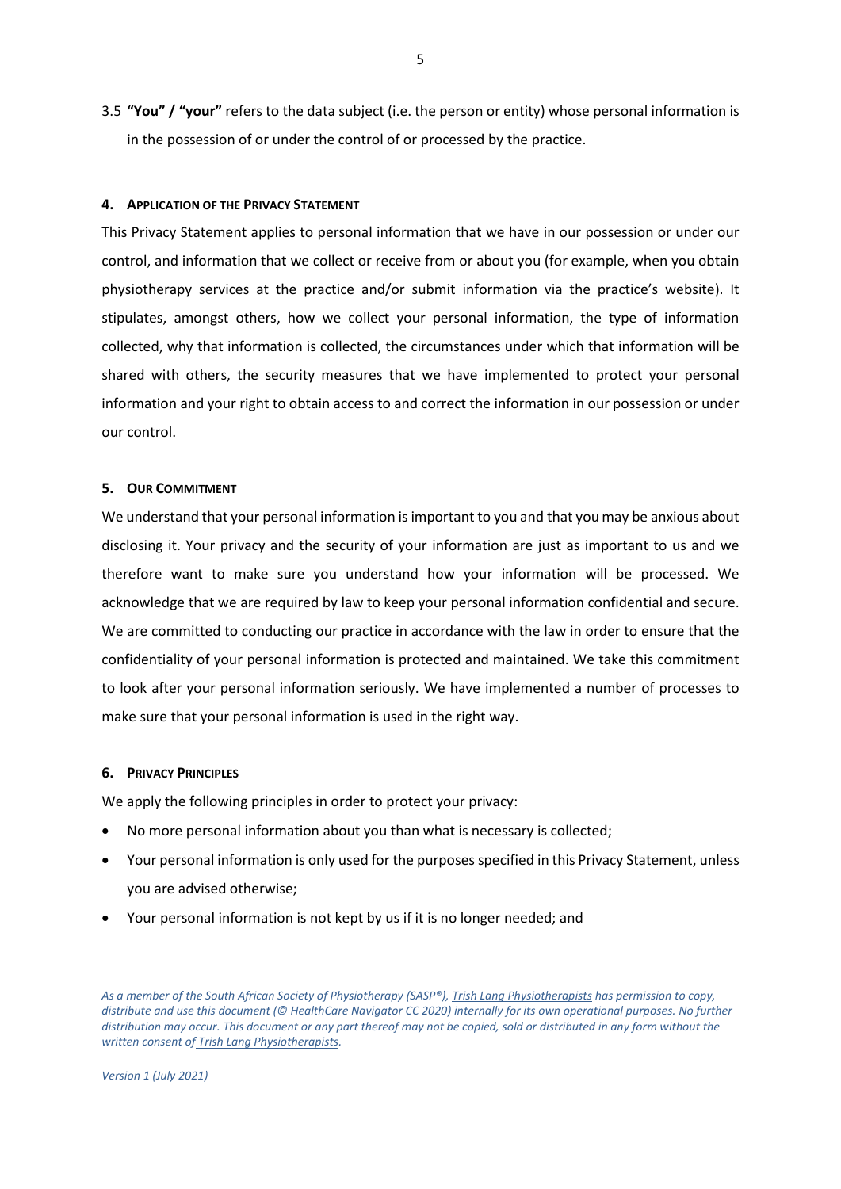3.5 **"You" / "your"** refers to the data subject (i.e. the person or entity) whose personal information is in the possession of or under the control of or processed by the practice.

## 4. Application of the Privacy Statement

This Privacy Statement applies to personal information that we have in our possession or under our control, and information that we collect or receive from or about you (for example, when you obtain physiotherapy services at the practice and/or submit information via the practice's website). It stipulates, amongst others, how we collect your personal information, the type of information collected, why that information is collected, the circumstances under which that information will be shared with others, the security measures that we have implemented to protect your personal information and your right to obtain access to and correct the information in our possession or under our control.

## 5. Our Commitment

We understand that your personal information is important to you and that you may be anxious about disclosing it. Your privacy and the security of your information are just as important to us and we therefore want to make sure you understand how your information will be processed. We acknowledge that we are required by law to keep your personal information confidential and secure. We are committed to conducting our practice in accordance with the law in order to ensure that the confidentiality of your personal information is protected and maintained. We take this commitment to look after your personal information seriously. We have implemented a number of processes to make sure that your personal information is used in the right way.

## 6. Privacy Principles

We apply the following principles in order to protect your privacy:

- No more personal information about you than what is necessary is collected;
- Your personal information is only used for the purposes specified in this Privacy Statement, unless you are advised otherwise;
- Your personal information is not kept by us if it is no longer needed; and

*As a member of the South African Society of Physiotherapy (SASP®), Trish Lang Physiotherapists has permission to copy, distribute and use this document (© HealthCare Navigator CC 2020) internally for its own operational purposes. No further distribution may occur. This document or any part thereof may not be copied, sold or distributed in any form without the written consent of Trish Lang Physiotherapists.*

*Version 1 (July 2021)*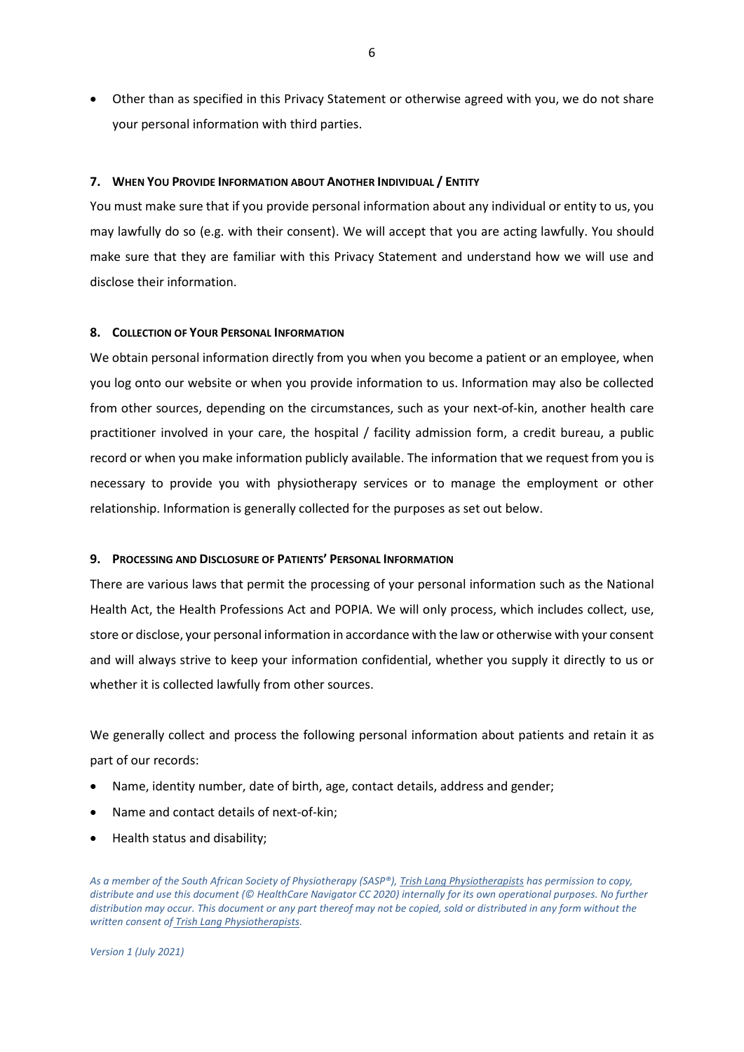- Other than as specified in this Privacy Statement or otherwise agreed with you, we do not share your personal information with third parties.

## 7. When You Provide Information about Another Individual / Entity

You must make sure that if you provide personal information about any individual or entity to us, you may lawfully do so (e.g. with their consent). We will accept that you are acting lawfully. You should make sure that they are familiar with this Privacy Statement and understand how we will use and disclose their information.

## 8. Collection of Your Personal Information

We obtain personal information directly from you when you become a patient or an employee, when you log onto our website or when you provide information to us. Information may also be collected from other sources, depending on the circumstances, such as your next-of-kin, another health care practitioner involved in your care, the hospital / facility admission form, a credit bureau, a public record or when you make information publicly available. The information that we request from you is necessary to provide you with physiotherapy services or to manage the employment or other relationship. Information is generally collected for the purposes as set out below.

## 9. Processing and Disclosure of Patients' Personal Information

There are various laws that permit the processing of your personal information such as the National Health Act, the Health Professions Act and POPIA. We will only process, which includes collect, use, store or disclose, your personal information in accordance with the law or otherwise with your consent and will always strive to keep your information confidential, whether you supply it directly to us or whether it is collected lawfully from other sources.

We generally collect and process the following personal information about patients and retain it as part of our records:

- Name, identity number, date of birth, age, contact details, address and gender;
- Name and contact details of next-of-kin;
- Health status and disability;

*As a member of the South African Society of Physiotherapy (SASP®), Trish Lang Physiotherapists has permission to copy, distribute and use this document (© HealthCare Navigator CC 2020) internally for its own operational purposes. No further distribution may occur. This document or any part thereof may not be copied, sold or distributed in any form without the written consent of Trish Lang Physiotherapists.*

*Version 1 (July 2021)*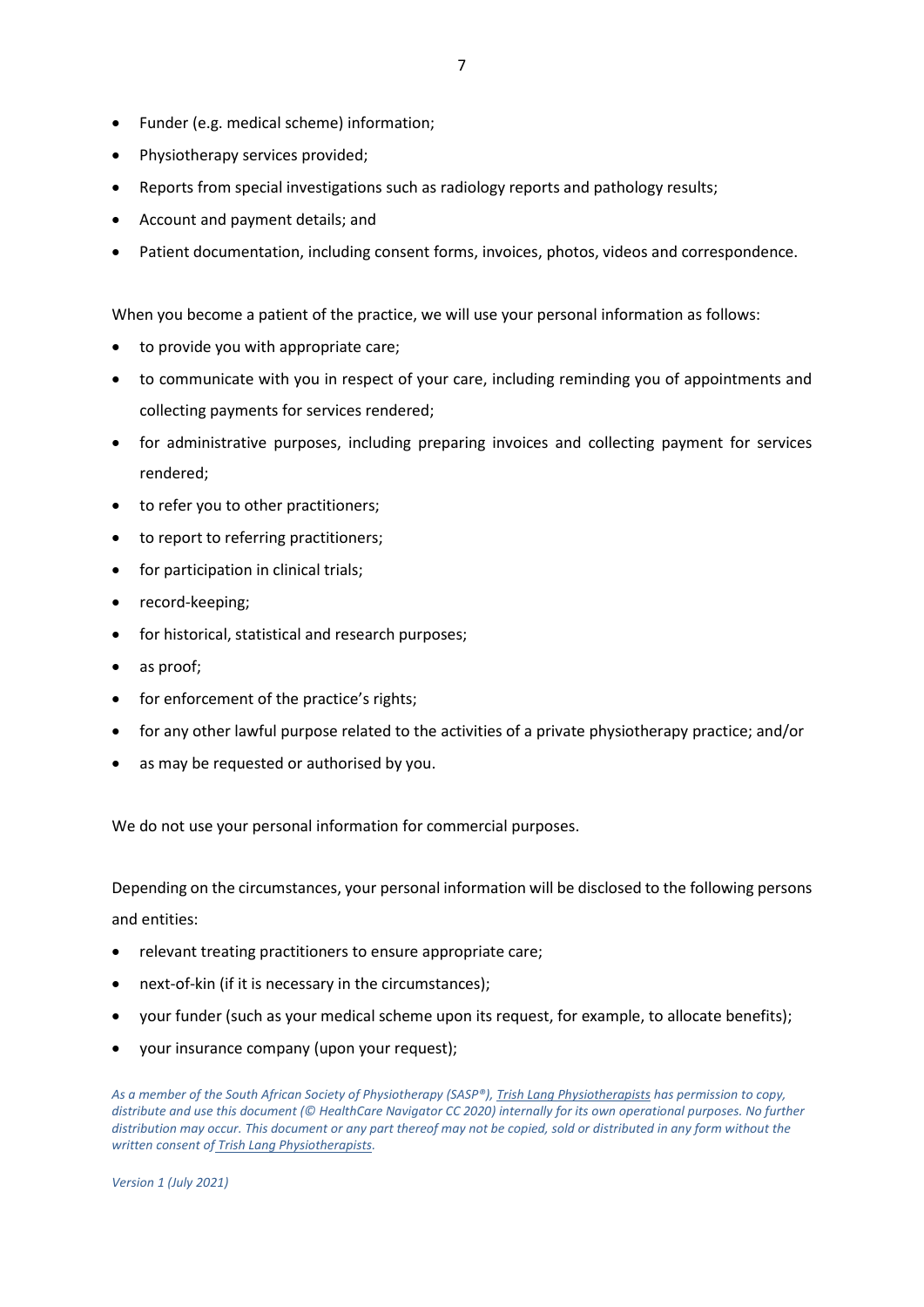- Funder (e.g. medical scheme) information;
- Physiotherapy services provided;
- Reports from special investigations such as radiology reports and pathology results;
- Account and payment details; and
- Patient documentation, including consent forms, invoices, photos, videos and correspondence.

When you become a patient of the practice, we will use your personal information as follows:

- to provide you with appropriate care;
- to communicate with you in respect of your care, including reminding you of appointments and collecting payments for services rendered;
- for administrative purposes, including preparing invoices and collecting payment for services rendered;
- to refer you to other practitioners;
- to report to referring practitioners;
- for participation in clinical trials;
- record-keeping;
- for historical, statistical and research purposes;
- as proof;
- for enforcement of the practice's rights;
- for any other lawful purpose related to the activities of a private physiotherapy practice; and/or
- as may be requested or authorised by you.

We do not use your personal information for commercial purposes.

Depending on the circumstances, your personal information will be disclosed to the following persons and entities:

- relevant treating practitioners to ensure appropriate care;
- next-of-kin (if it is necessary in the circumstances);
- your funder (such as your medical scheme upon its request, for example, to allocate benefits);
- your insurance company (upon your request);

*As a member of the South African Society of Physiotherapy (SASP®), Trish Lang Physiotherapists has permission to copy, distribute and use this document (© HealthCare Navigator CC 2020) internally for its own operational purposes. No further distribution may occur. This document or any part thereof may not be copied, sold or distributed in any form without the written consent of Trish Lang Physiotherapists.*

*Version 1 (July 2021)*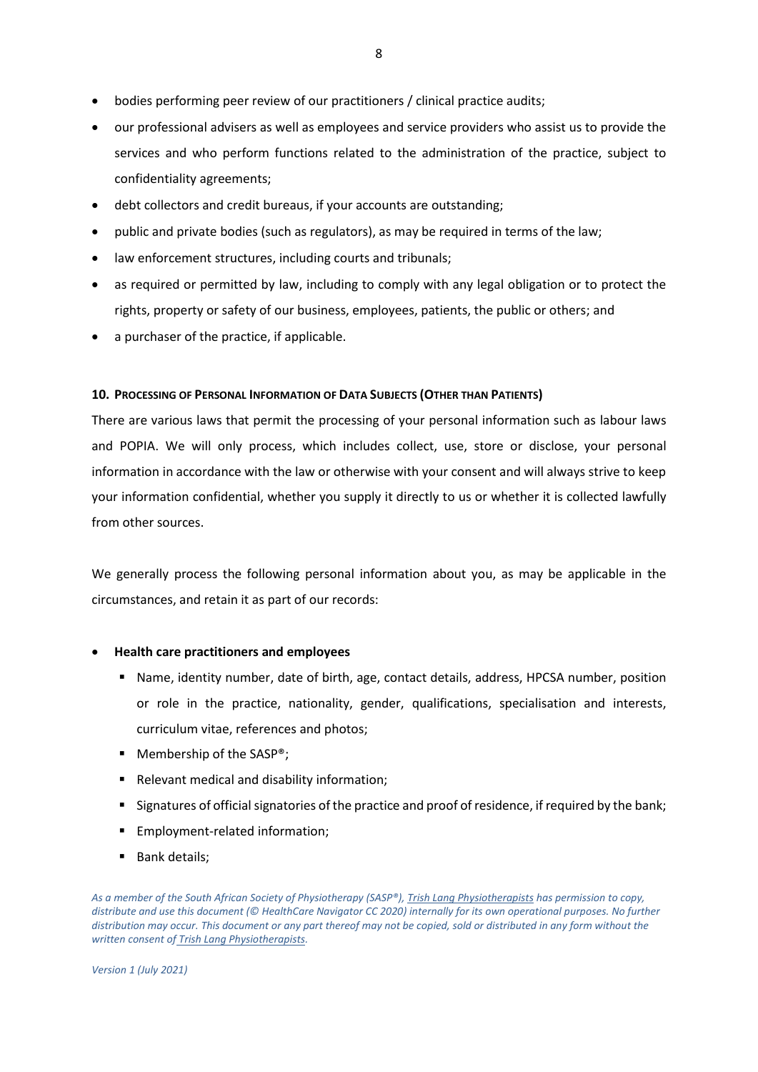- bodies performing peer review of our practitioners / clinical practice audits;
- our professional advisers as well as employees and service providers who assist us to provide the services and who perform functions related to the administration of the practice, subject to confidentiality agreements;
- debt collectors and credit bureaus, if your accounts are outstanding;
- public and private bodies (such as regulators), as may be required in terms of the law;
- law enforcement structures, including courts and tribunals;
- as required or permitted by law, including to comply with any legal obligation or to protect the rights, property or safety of our business, employees, patients, the public or others; and
- a purchaser of the practice, if applicable.

#### 10. Processing of Personal Information of Data Subjects (Other than Patients)

There are various laws that permit the processing of your personal information such as labour laws and POPIA. We will only process, which includes collect, use, store or disclose, your personal information in accordance with the law or otherwise with your consent and will always strive to keep your information confidential, whether you supply it directly to us or whether it is collected lawfully from other sources.

We generally process the following personal information about you, as may be applicable in the circumstances, and retain it as part of our records:

- **Health care practitioners and employees**
  - Name, identity number, date of birth, age, contact details, address, HPCSA number, position or role in the practice, nationality, gender, qualifications, specialisation and interests, curriculum vitae, references and photos;
  - Membership of the SASP®;
  - Relevant medical and disability information;
  - Signatures of official signatories of the practice and proof of residence, if required by the bank;
  - Employment-related information;
  - Bank details;

*As a member of the South African Society of Physiotherapy (SASP®), Trish Lang Physiotherapists has permission to copy, distribute and use this document (© HealthCare Navigator CC 2020) internally for its own operational purposes. No further distribution may occur. This document or any part thereof may not be copied, sold or distributed in any form without the written consent of Trish Lang Physiotherapists.*

*Version 1 (July 2021)*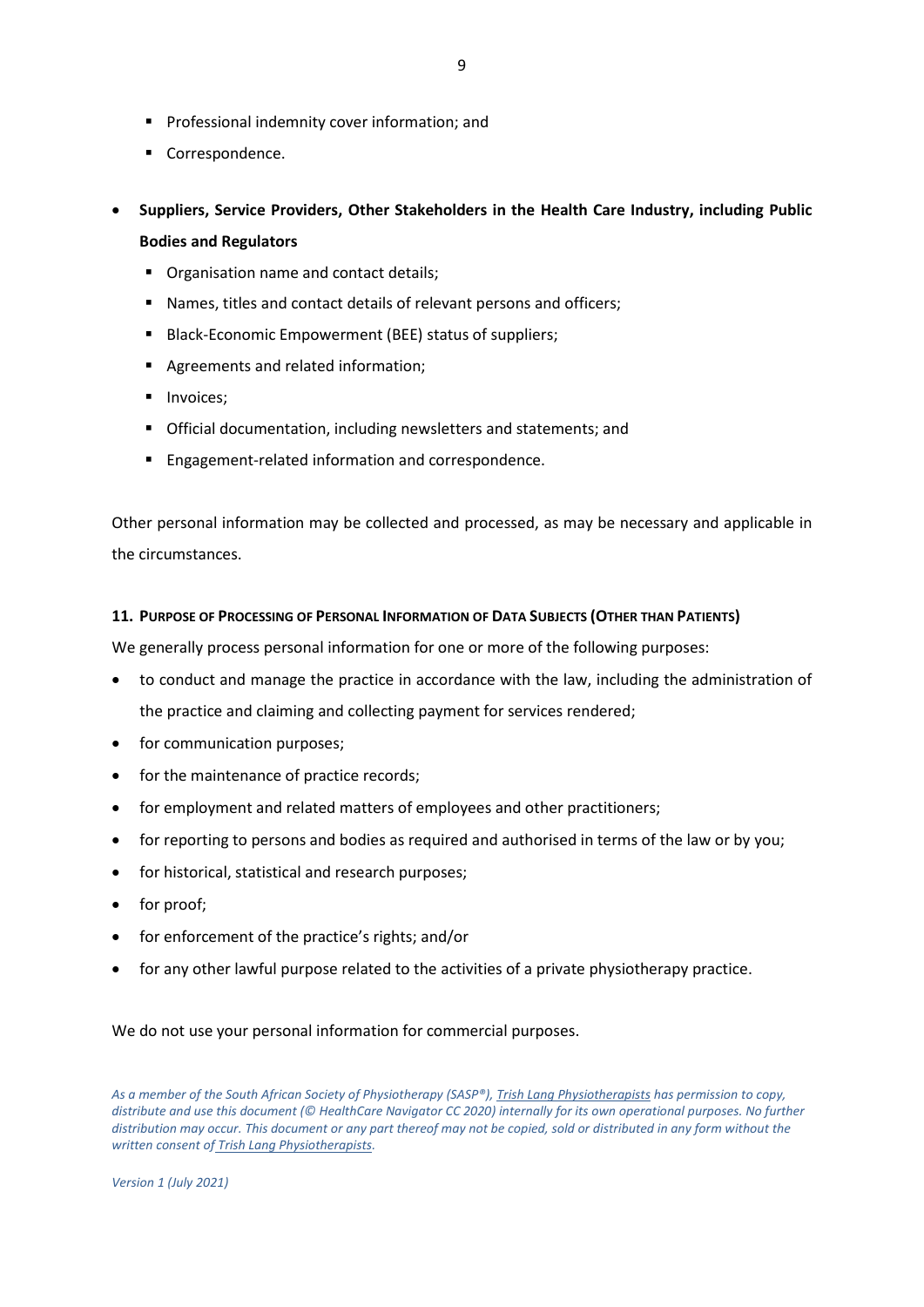- Professional indemnity cover information; and
- Correspondence.

- **Suppliers, Service Providers, Other Stakeholders in the Health Care Industry, including Public Bodies and Regulators**
  - Organisation name and contact details;
  - Names, titles and contact details of relevant persons and officers;
  - Black-Economic Empowerment (BEE) status of suppliers;
  - Agreements and related information;
  - Invoices;
  - Official documentation, including newsletters and statements; and
  - Engagement-related information and correspondence.

Other personal information may be collected and processed, as may be necessary and applicable in the circumstances.

#### 11. Purpose of Processing of Personal Information of Data Subjects (Other than Patients)

We generally process personal information for one or more of the following purposes:

- to conduct and manage the practice in accordance with the law, including the administration of the practice and claiming and collecting payment for services rendered;
- for communication purposes;
- for the maintenance of practice records;
- for employment and related matters of employees and other practitioners;
- for reporting to persons and bodies as required and authorised in terms of the law or by you;
- for historical, statistical and research purposes;
- for proof;
- for enforcement of the practice's rights; and/or
- for any other lawful purpose related to the activities of a private physiotherapy practice.

We do not use your personal information for commercial purposes.

*As a member of the South African Society of Physiotherapy (SASP®), Trish Lang Physiotherapists has permission to copy, distribute and use this document (© HealthCare Navigator CC 2020) internally for its own operational purposes. No further distribution may occur. This document or any part thereof may not be copied, sold or distributed in any form without the written consent of Trish Lang Physiotherapists.*

*Version 1 (July 2021)*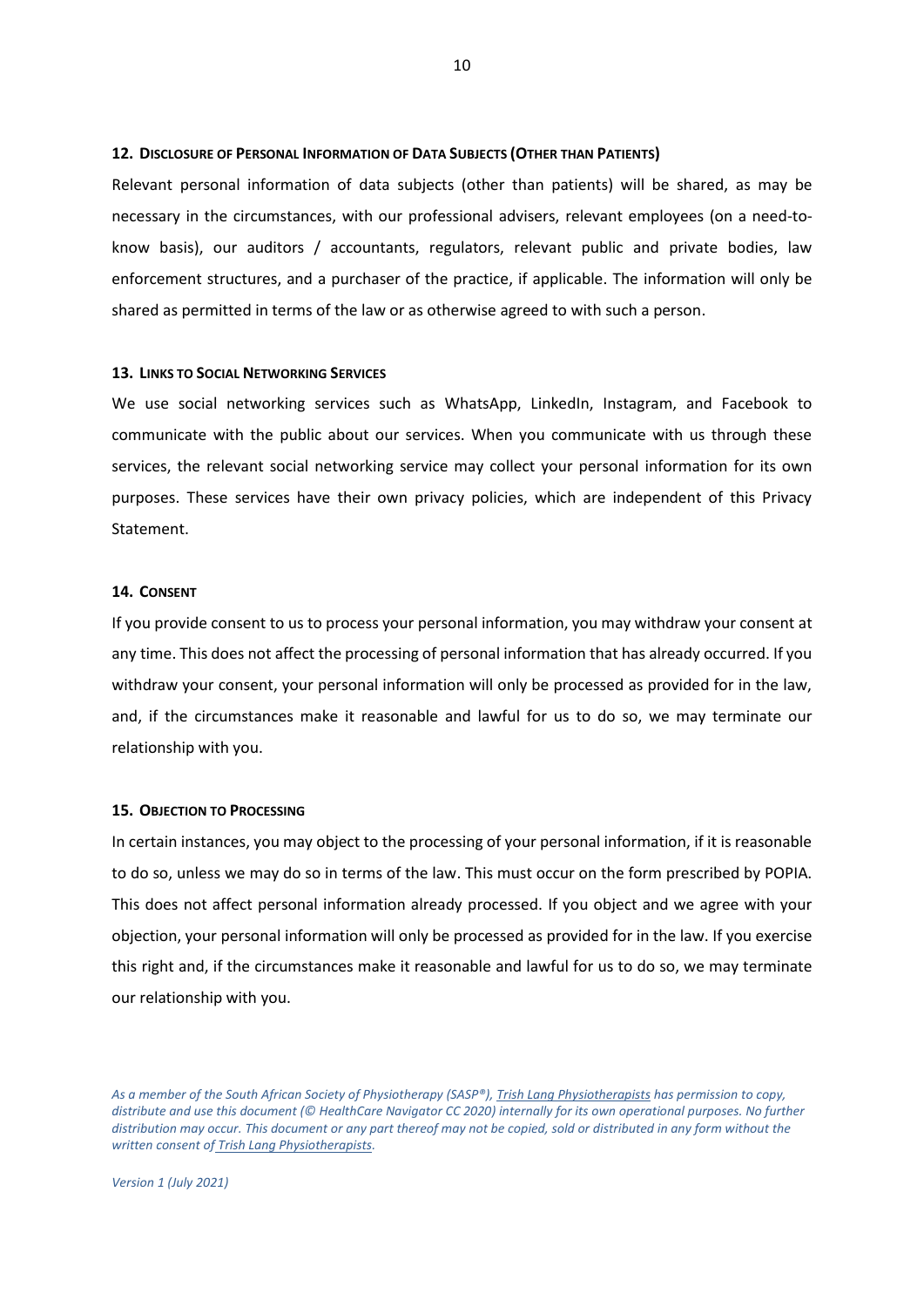#### 12. Disclosure of Personal Information of Data Subjects (Other than Patients)

Relevant personal information of data subjects (other than patients) will be shared, as may be necessary in the circumstances, with our professional advisers, relevant employees (on a need-to-know basis), our auditors / accountants, regulators, relevant public and private bodies, law enforcement structures, and a purchaser of the practice, if applicable. The information will only be shared as permitted in terms of the law or as otherwise agreed to with such a person.

#### 13. Links to Social Networking Services

We use social networking services such as WhatsApp, LinkedIn, Instagram, and Facebook to communicate with the public about our services. When you communicate with us through these services, the relevant social networking service may collect your personal information for its own purposes. These services have their own privacy policies, which are independent of this Privacy Statement.

#### 14. Consent

If you provide consent to us to process your personal information, you may withdraw your consent at any time. This does not affect the processing of personal information that has already occurred. If you withdraw your consent, your personal information will only be processed as provided for in the law, and, if the circumstances make it reasonable and lawful for us to do so, we may terminate our relationship with you.

#### 15. Objection to Processing

In certain instances, you may object to the processing of your personal information, if it is reasonable to do so, unless we may do so in terms of the law. This must occur on the form prescribed by POPIA. This does not affect personal information already processed. If you object and we agree with your objection, your personal information will only be processed as provided for in the law. If you exercise this right and, if the circumstances make it reasonable and lawful for us to do so, we may terminate our relationship with you.

*As a member of the South African Society of Physiotherapy (SASP®), Trish Lang Physiotherapists has permission to copy, distribute and use this document (© HealthCare Navigator CC 2020) internally for its own operational purposes. No further distribution may occur. This document or any part thereof may not be copied, sold or distributed in any form without the written consent of Trish Lang Physiotherapists.*

*Version 1 (July 2021)*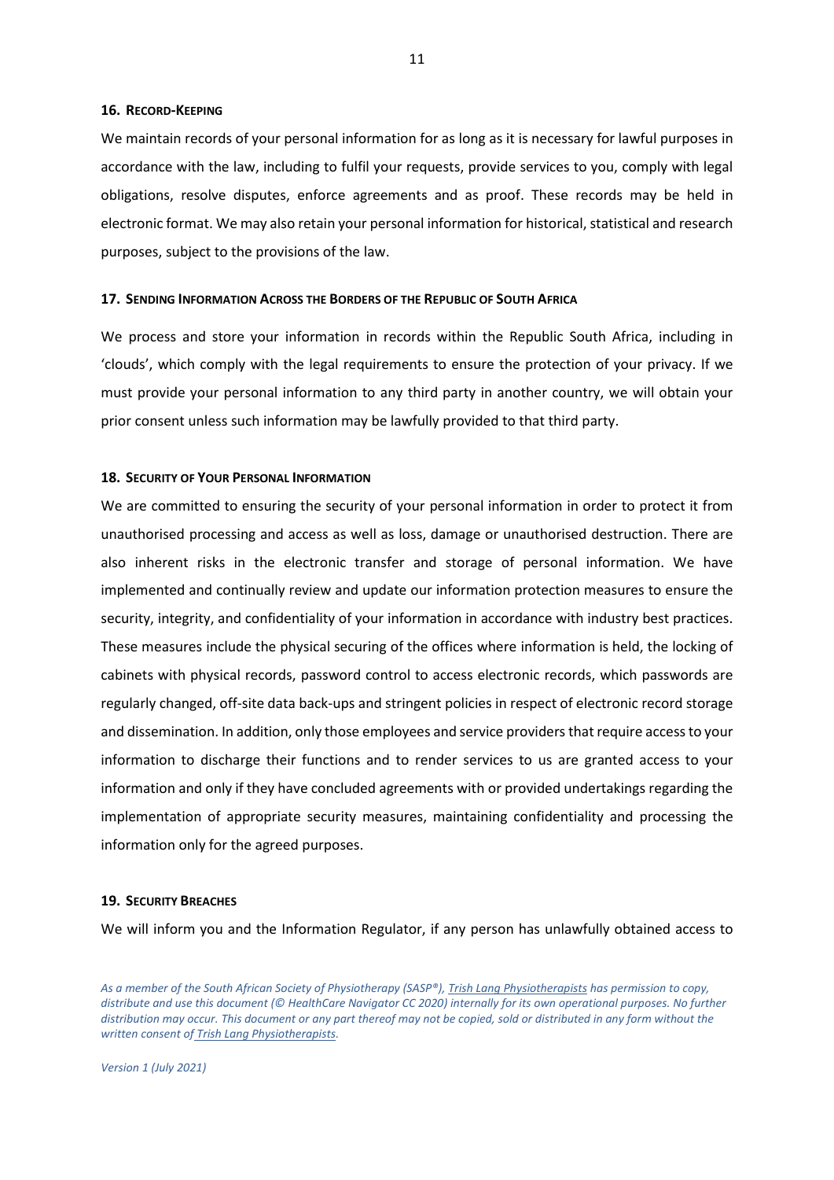### 16. Record-Keeping

We maintain records of your personal information for as long as it is necessary for lawful purposes in accordance with the law, including to fulfil your requests, provide services to you, comply with legal obligations, resolve disputes, enforce agreements and as proof. These records may be held in electronic format. We may also retain your personal information for historical, statistical and research purposes, subject to the provisions of the law.

### 17. Sending Information Across the Borders of the Republic of South Africa

We process and store your information in records within the Republic South Africa, including in 'clouds', which comply with the legal requirements to ensure the protection of your privacy. If we must provide your personal information to any third party in another country, we will obtain your prior consent unless such information may be lawfully provided to that third party.

### 18. Security of Your Personal Information

We are committed to ensuring the security of your personal information in order to protect it from unauthorised processing and access as well as loss, damage or unauthorised destruction. There are also inherent risks in the electronic transfer and storage of personal information. We have implemented and continually review and update our information protection measures to ensure the security, integrity, and confidentiality of your information in accordance with industry best practices. These measures include the physical securing of the offices where information is held, the locking of cabinets with physical records, password control to access electronic records, which passwords are regularly changed, off-site data back-ups and stringent policies in respect of electronic record storage and dissemination. In addition, only those employees and service providers that require access to your information to discharge their functions and to render services to us are granted access to your information and only if they have concluded agreements with or provided undertakings regarding the implementation of appropriate security measures, maintaining confidentiality and processing the information only for the agreed purposes.

### 19. Security Breaches

We will inform you and the Information Regulator, if any person has unlawfully obtained access to

*As a member of the South African Society of Physiotherapy (SASP®), Trish Lang Physiotherapists has permission to copy, distribute and use this document (© HealthCare Navigator CC 2020) internally for its own operational purposes. No further distribution may occur. This document or any part thereof may not be copied, sold or distributed in any form without the written consent of Trish Lang Physiotherapists.*

*Version 1 (July 2021)*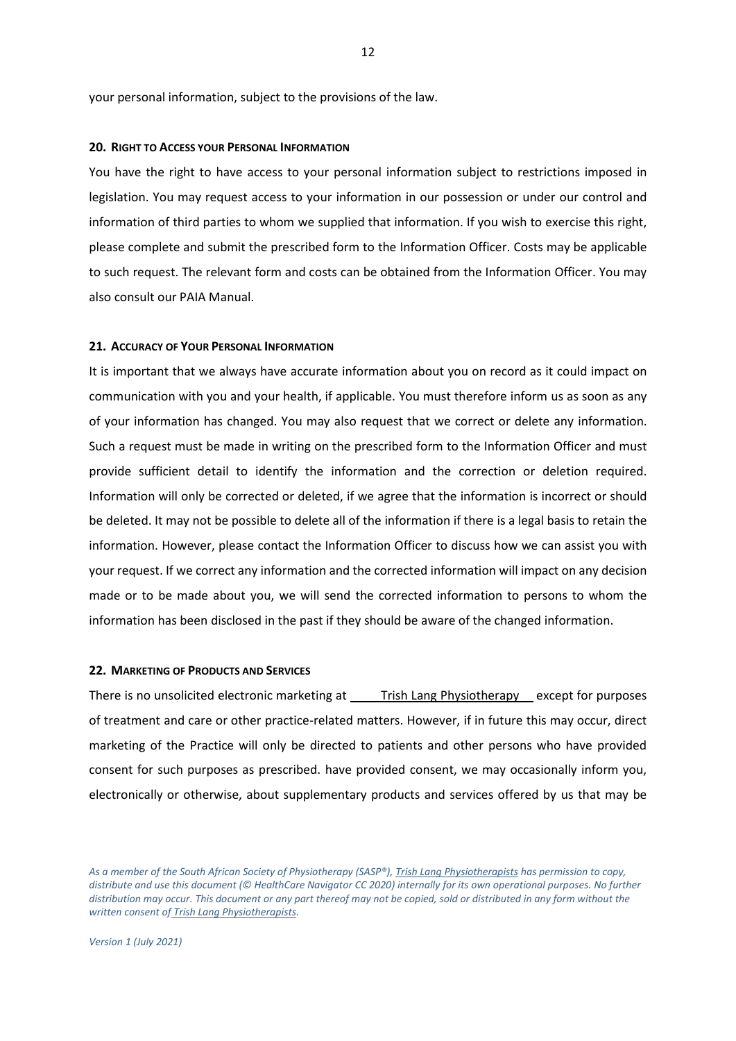your personal information, subject to the provisions of the law.

## 20. Right to Access your Personal Information

You have the right to have access to your personal information subject to restrictions imposed in legislation. You may request access to your information in our possession or under our control and information of third parties to whom we supplied that information. If you wish to exercise this right, please complete and submit the prescribed form to the Information Officer. Costs may be applicable to such request. The relevant form and costs can be obtained from the Information Officer. You may also consult our PAIA Manual.

## 21. Accuracy of Your Personal Information

It is important that we always have accurate information about you on record as it could impact on communication with you and your health, if applicable. You must therefore inform us as soon as any of your information has changed. You may also request that we correct or delete any information. Such a request must be made in writing on the prescribed form to the Information Officer and must provide sufficient detail to identify the information and the correction or deletion required. Information will only be corrected or deleted, if we agree that the information is incorrect or should be deleted. It may not be possible to delete all of the information if there is a legal basis to retain the information. However, please contact the Information Officer to discuss how we can assist you with your request. If we correct any information and the corrected information will impact on any decision made or to be made about you, we will send the corrected information to persons to whom the information has been disclosed in the past if they should be aware of the changed information.

## 22. Marketing of Products and Services

There is no unsolicited electronic marketing at Trish Lang Physiotherapy except for purposes of treatment and care or other practice-related matters. However, if in future this may occur, direct marketing of the Practice will only be directed to patients and other persons who have provided consent for such purposes as prescribed. have provided consent, we may occasionally inform you, electronically or otherwise, about supplementary products and services offered by us that may be

*As a member of the South African Society of Physiotherapy (SASP®), Trish Lang Physiotherapists has permission to copy, distribute and use this document (© HealthCare Navigator CC 2020) internally for its own operational purposes. No further distribution may occur. This document or any part thereof may not be copied, sold or distributed in any form without the written consent of Trish Lang Physiotherapists.*

*Version 1 (July 2021)*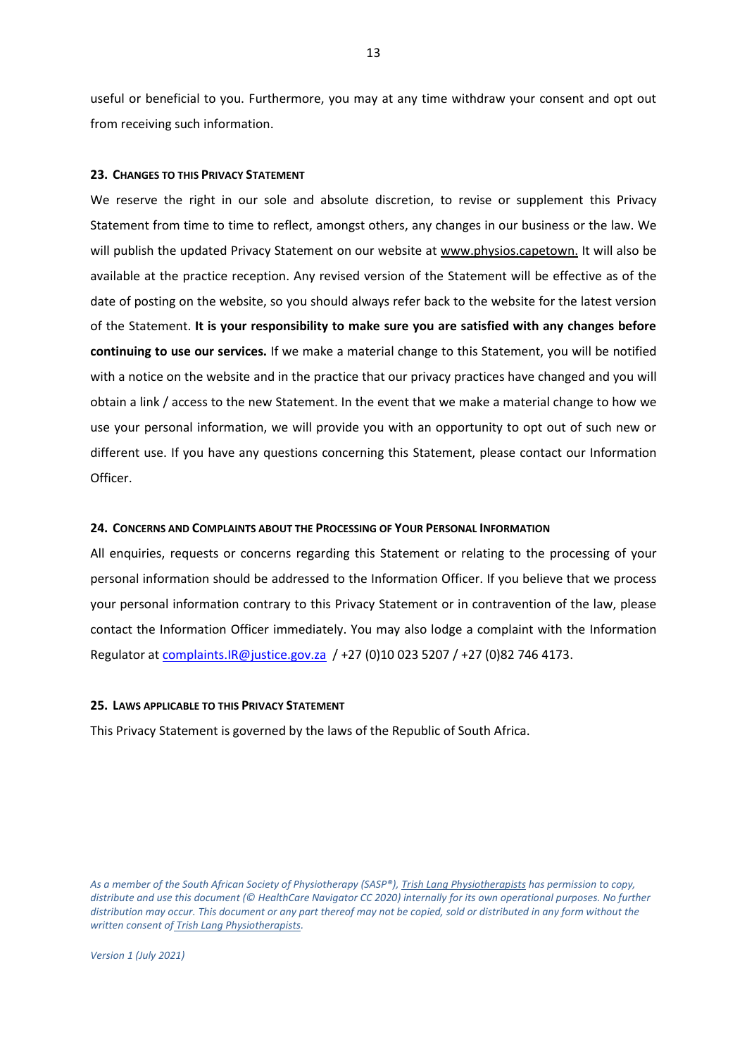useful or beneficial to you. Furthermore, you may at any time withdraw your consent and opt out from receiving such information.

## 23. Changes to this Privacy Statement

We reserve the right in our sole and absolute discretion, to revise or supplement this Privacy Statement from time to time to reflect, amongst others, any changes in our business or the law. We will publish the updated Privacy Statement on our website at www.physios.capetown. It will also be available at the practice reception. Any revised version of the Statement will be effective as of the date of posting on the website, so you should always refer back to the website for the latest version of the Statement. **It is your responsibility to make sure you are satisfied with any changes before continuing to use our services.** If we make a material change to this Statement, you will be notified with a notice on the website and in the practice that our privacy practices have changed and you will obtain a link / access to the new Statement. In the event that we make a material change to how we use your personal information, we will provide you with an opportunity to opt out of such new or different use. If you have any questions concerning this Statement, please contact our Information Officer.

## 24. Concerns and Complaints about the Processing of Your Personal Information

All enquiries, requests or concerns regarding this Statement or relating to the processing of your personal information should be addressed to the Information Officer. If you believe that we process your personal information contrary to this Privacy Statement or in contravention of the law, please contact the Information Officer immediately. You may also lodge a complaint with the Information Regulator at complaints.IR@justice.gov.za / +27 (0)10 023 5207 / +27 (0)82 746 4173.

## 25. Laws Applicable to this Privacy Statement

This Privacy Statement is governed by the laws of the Republic of South Africa.

*As a member of the South African Society of Physiotherapy (SASP®), Trish Lang Physiotherapists has permission to copy, distribute and use this document (© HealthCare Navigator CC 2020) internally for its own operational purposes. No further distribution may occur. This document or any part thereof may not be copied, sold or distributed in any form without the written consent of Trish Lang Physiotherapists.*

*Version 1 (July 2021)*